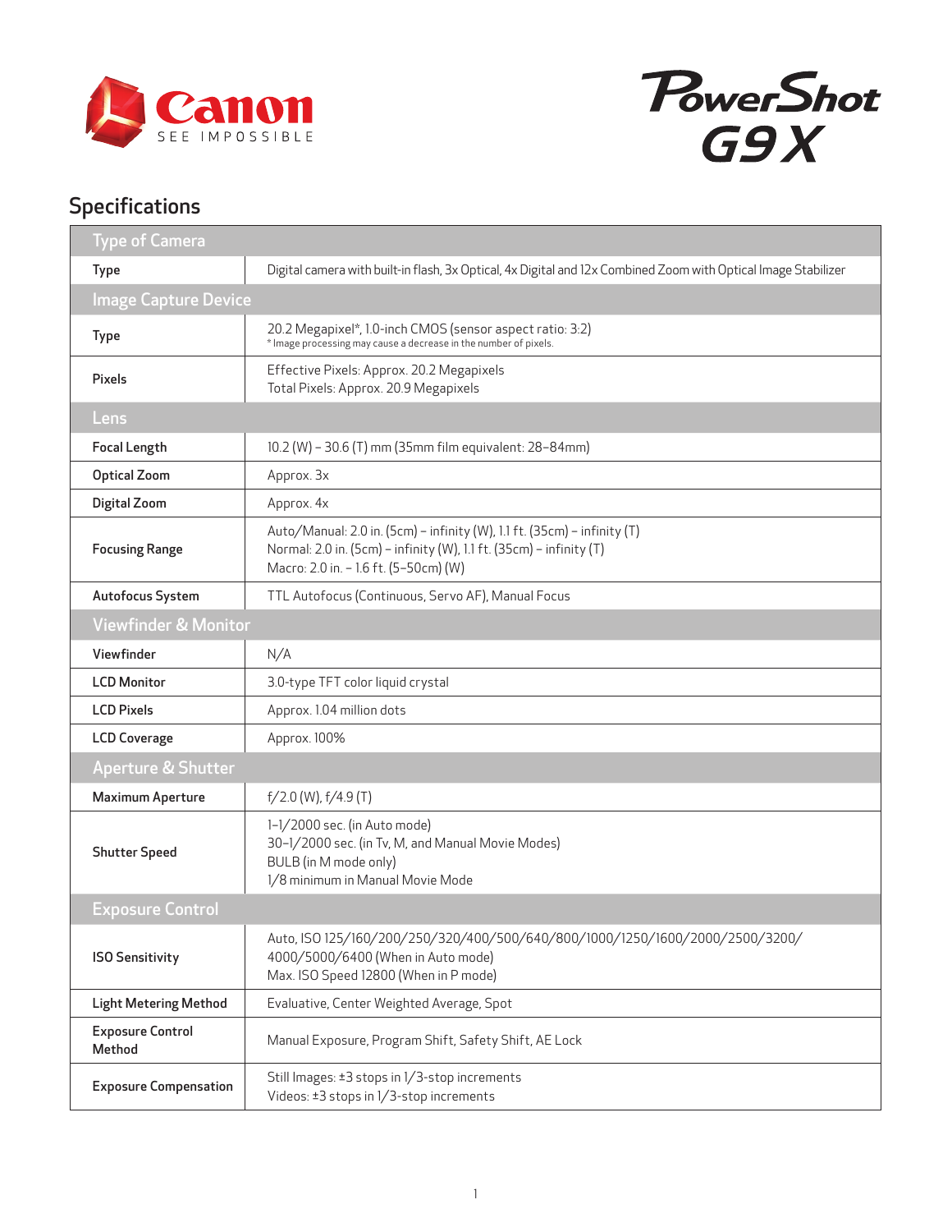Canon SEE IMPOSSIBLE

PowerShot G9 X

## Specifications

| Type of Camera | |
|---|---|
| Type | Digital camera with built-in flash, 3x Optical, 4x Digital and 12x Combined Zoom with Optical Image Stabilizer |
| **Image Capture Device** | |
| Type | 20.2 Megapixel*, 1.0-inch CMOS (sensor aspect ratio: 3:2)<br>* Image processing may cause a decrease in the number of pixels. |
| Pixels | Effective Pixels: Approx. 20.2 Megapixels<br>Total Pixels: Approx. 20.9 Megapixels |
| **Lens** | |
| Focal Length | 10.2 (W) – 30.6 (T) mm (35mm film equivalent: 28–84mm) |
| Optical Zoom | Approx. 3x |
| Digital Zoom | Approx. 4x |
| Focusing Range | Auto/Manual: 2.0 in. (5cm) – infinity (W), 1.1 ft. (35cm) – infinity (T)<br>Normal: 2.0 in. (5cm) – infinity (W), 1.1 ft. (35cm) – infinity (T)<br>Macro: 2.0 in. – 1.6 ft. (5–50cm) (W) |
| Autofocus System | TTL Autofocus (Continuous, Servo AF), Manual Focus |
| **Viewfinder & Monitor** | |
| Viewfinder | N/A |
| LCD Monitor | 3.0-type TFT color liquid crystal |
| LCD Pixels | Approx. 1.04 million dots |
| LCD Coverage | Approx. 100% |
| **Aperture & Shutter** | |
| Maximum Aperture | f/2.0 (W), f/4.9 (T) |
| Shutter Speed | 1–1/2000 sec. (in Auto mode)<br>30–1/2000 sec. (in Tv, M, and Manual Movie Modes)<br>BULB (in M mode only)<br>1/8 minimum in Manual Movie Mode |
| **Exposure Control** | |
| ISO Sensitivity | Auto, ISO 125/160/200/250/320/400/500/640/800/1000/1250/1600/2000/2500/3200/4000/5000/6400 (When in Auto mode)<br>Max. ISO Speed 12800 (When in P mode) |
| Light Metering Method | Evaluative, Center Weighted Average, Spot |
| Exposure Control Method | Manual Exposure, Program Shift, Safety Shift, AE Lock |
| Exposure Compensation | Still Images: ±3 stops in 1/3-stop increments<br>Videos: ±3 stops in 1/3-stop increments |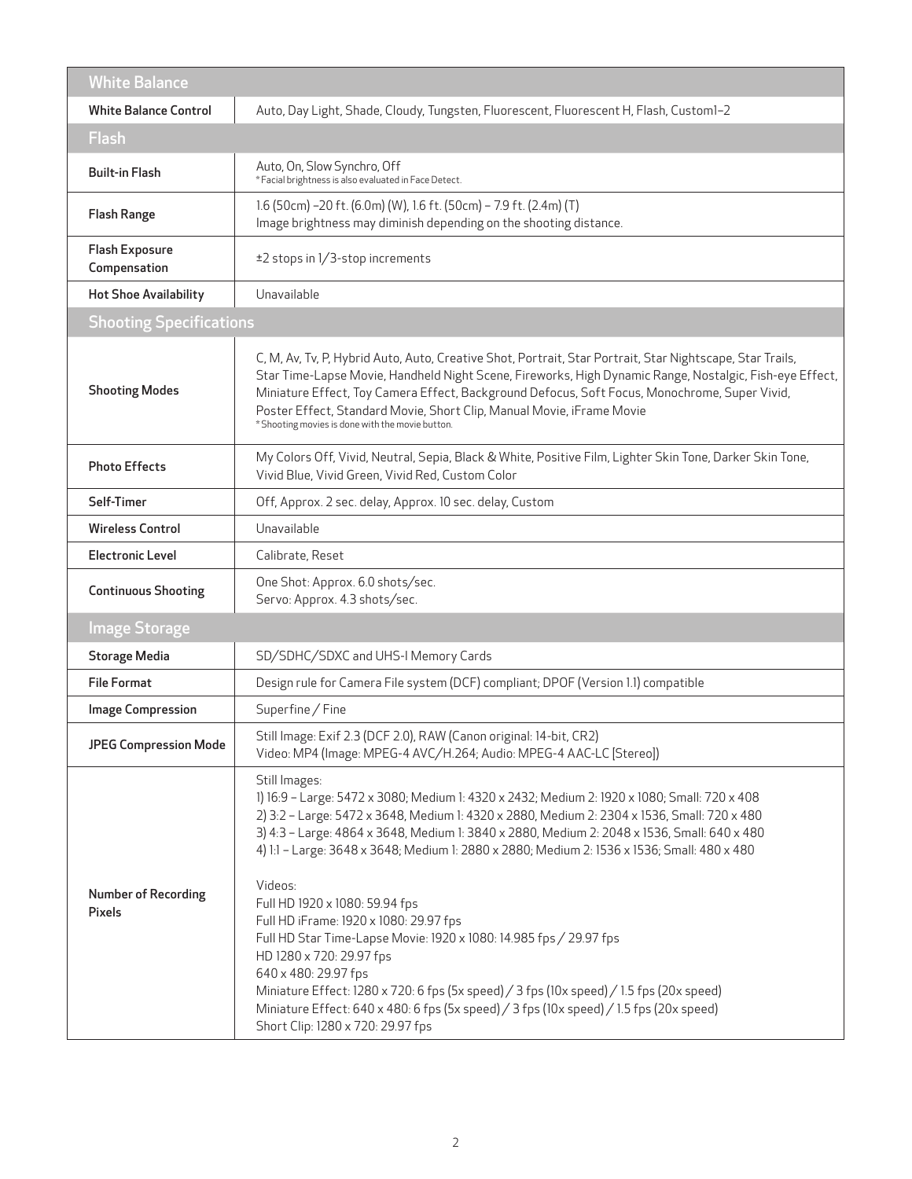| White Balance | |
|---|---|
| White Balance Control | Auto, Day Light, Shade, Cloudy, Tungsten, Fluorescent, Fluorescent H, Flash, Custom1–2 |
| **Flash** | |
| Built-in Flash | Auto, On, Slow Synchro, Off<br>* Facial brightness is also evaluated in Face Detect. |
| Flash Range | 1.6 (50cm) –20 ft. (6.0m) (W), 1.6 ft. (50cm) – 7.9 ft. (2.4m) (T)<br>Image brightness may diminish depending on the shooting distance. |
| Flash Exposure Compensation | ±2 stops in 1/3-stop increments |
| Hot Shoe Availability | Unavailable |
| **Shooting Specifications** | |
| Shooting Modes | C, M, Av, Tv, P, Hybrid Auto, Auto, Creative Shot, Portrait, Star Portrait, Star Nightscape, Star Trails, Star Time-Lapse Movie, Handheld Night Scene, Fireworks, High Dynamic Range, Nostalgic, Fish-eye Effect, Miniature Effect, Toy Camera Effect, Background Defocus, Soft Focus, Monochrome, Super Vivid, Poster Effect, Standard Movie, Short Clip, Manual Movie, iFrame Movie<br>* Shooting movies is done with the movie button. |
| Photo Effects | My Colors Off, Vivid, Neutral, Sepia, Black & White, Positive Film, Lighter Skin Tone, Darker Skin Tone, Vivid Blue, Vivid Green, Vivid Red, Custom Color |
| Self-Timer | Off, Approx. 2 sec. delay, Approx. 10 sec. delay, Custom |
| Wireless Control | Unavailable |
| Electronic Level | Calibrate, Reset |
| Continuous Shooting | One Shot: Approx. 6.0 shots/sec.<br>Servo: Approx. 4.3 shots/sec. |
| **Image Storage** | |
| Storage Media | SD/SDHC/SDXC and UHS-I Memory Cards |
| File Format | Design rule for Camera File system (DCF) compliant; DPOF (Version 1.1) compatible |
| Image Compression | Superfine / Fine |
| JPEG Compression Mode | Still Image: Exif 2.3 (DCF 2.0), RAW (Canon original: 14-bit, CR2)<br>Video: MP4 (Image: MPEG-4 AVC/H.264; Audio: MPEG-4 AAC-LC [Stereo]) |
| Number of Recording Pixels | Still Images:<br>1) 16:9 – Large: 5472 x 3080; Medium 1: 4320 x 2432; Medium 2: 1920 x 1080; Small: 720 x 408<br>2) 3:2 – Large: 5472 x 3648, Medium 1: 4320 x 2880, Medium 2: 2304 x 1536, Small: 720 x 480<br>3) 4:3 – Large: 4864 x 3648, Medium 1: 3840 x 2880, Medium 2: 2048 x 1536, Small: 640 x 480<br>4) 1:1 – Large: 3648 x 3648; Medium 1: 2880 x 2880; Medium 2: 1536 x 1536; Small: 480 x 480<br><br>Videos:<br>Full HD 1920 x 1080: 59.94 fps<br>Full HD iFrame: 1920 x 1080: 29.97 fps<br>Full HD Star Time-Lapse Movie: 1920 x 1080: 14.985 fps / 29.97 fps<br>HD 1280 x 720: 29.97 fps<br>640 x 480: 29.97 fps<br>Miniature Effect: 1280 x 720: 6 fps (5x speed) / 3 fps (10x speed) / 1.5 fps (20x speed)<br>Miniature Effect: 640 x 480: 6 fps (5x speed) / 3 fps (10x speed) / 1.5 fps (20x speed)<br>Short Clip: 1280 x 720: 29.97 fps |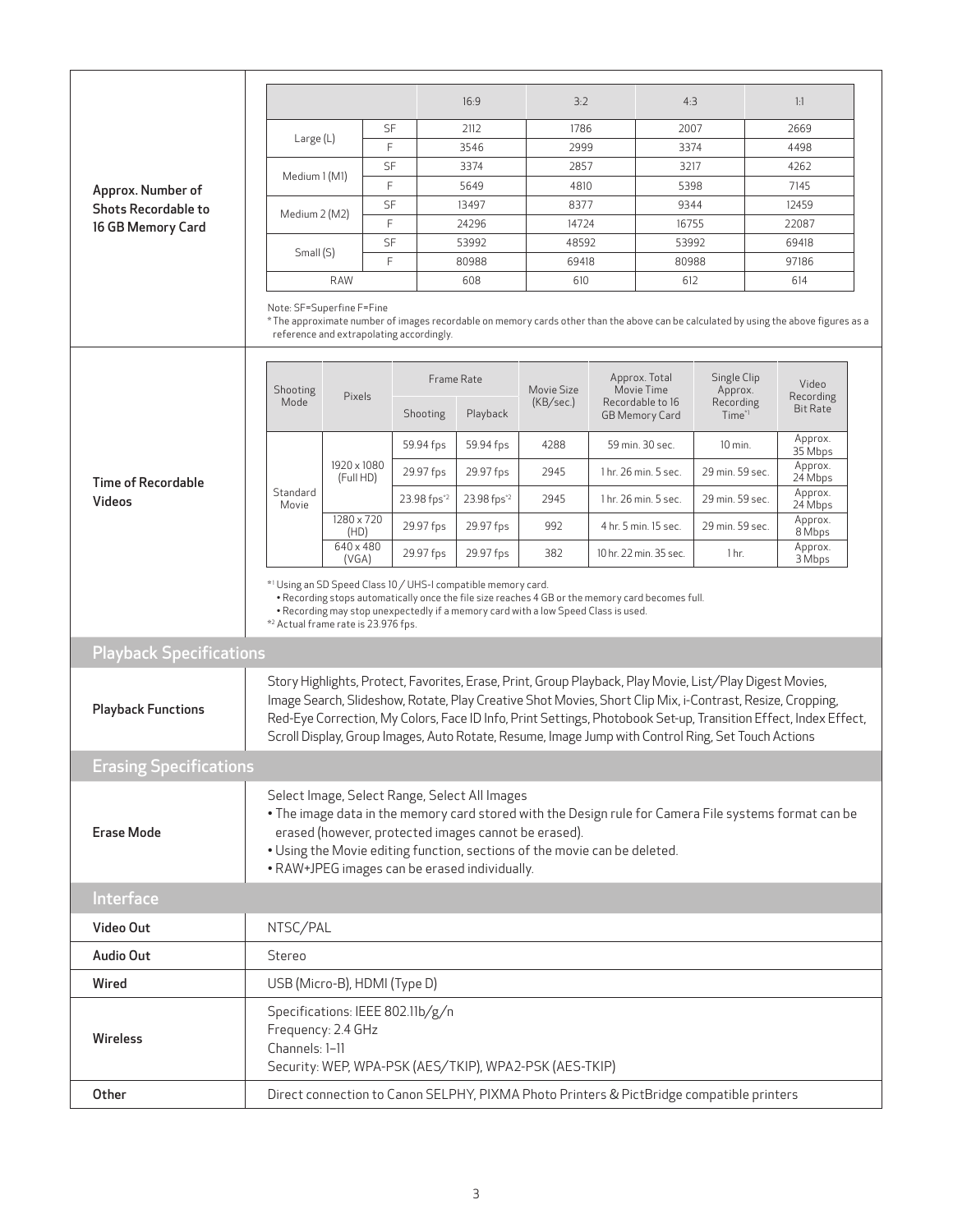## Approx. Number of Shots Recordable to 16 GB Memory Card

| | | 16:9 | 3:2 | 4:3 | 1:1 |
|---|---|---|---|---|---|
| Large (L) | SF | 2112 | 1786 | 2007 | 2669 |
| | F | 3546 | 2999 | 3374 | 4498 |
| Medium 1 (M1) | SF | 3374 | 2857 | 3217 | 4262 |
| | F | 5649 | 4810 | 5398 | 7145 |
| Medium 2 (M2) | SF | 13497 | 8377 | 9344 | 12459 |
| | F | 24296 | 14724 | 16755 | 22087 |
| Small (S) | SF | 53992 | 48592 | 53992 | 69418 |
| | F | 80988 | 69418 | 80988 | 97186 |
| RAW | | 608 | 610 | 612 | 614 |

Note: SF=Superfine F=Fine

* The approximate number of images recordable on memory cards other than the above can be calculated by using the above figures as a reference and extrapolating accordingly.

## Time of Recordable Videos

| Shooting Mode | Pixels | Frame Rate | | Movie Size (KB/sec.) | Approx. Total Movie Time Recordable to 16 GB Memory Card | Single Clip Approx. Recording Time[*1] | Video Recording Bit Rate |
|---|---|---|---|---|---|---|---|
| | | Shooting | Playback | | | | |
| Standard Movie | 1920 x 1080 (Full HD) | 59.94 fps | 59.94 fps | 4288 | 59 min. 30 sec. | 10 min. | Approx. 35 Mbps |
| | | 29.97 fps | 29.97 fps | 2945 | 1 hr. 26 min. 5 sec. | 29 min. 59 sec. | Approx. 24 Mbps |
| | | 23.98 fps[*2] | 23.98 fps[*2] | 2945 | 1 hr. 26 min. 5 sec. | 29 min. 59 sec. | Approx. 24 Mbps |
| | 1280 x 720 (HD) | 29.97 fps | 29.97 fps | 992 | 4 hr. 5 min. 15 sec. | 29 min. 59 sec. | Approx. 8 Mbps |
| | 640 x 480 (VGA) | 29.97 fps | 29.97 fps | 382 | 10 hr. 22 min. 35 sec. | 1 hr. | Approx. 3 Mbps |

*1 Using an SD Speed Class 10 / UHS-I compatible memory card.
- Recording stops automatically once the file size reaches 4 GB or the memory card becomes full.
- Recording may stop unexpectedly if a memory card with a low Speed Class is used.

*2 Actual frame rate is 23.976 fps.

# Playback Specifications

| | |
|---|---|
| Playback Functions | Story Highlights, Protect, Favorites, Erase, Print, Group Playback, Play Movie, List/Play Digest Movies, Image Search, Slideshow, Rotate, Play Creative Shot Movies, Short Clip Mix, i-Contrast, Resize, Cropping, Red-Eye Correction, My Colors, Face ID Info, Print Settings, Photobook Set-up, Transition Effect, Index Effect, Scroll Display, Group Images, Auto Rotate, Resume, Image Jump with Control Ring, Set Touch Actions |

# Erasing Specifications

| | |
|---|---|
| Erase Mode | Select Image, Select Range, Select All Images<br>• The image data in the memory card stored with the Design rule for Camera File systems format can be erased (however, protected images cannot be erased).<br>• Using the Movie editing function, sections of the movie can be deleted.<br>• RAW+JPEG images can be erased individually. |

# Interface

| | |
|---|---|
| Video Out | NTSC/PAL |
| Audio Out | Stereo |
| Wired | USB (Micro-B), HDMI (Type D) |
| Wireless | Specifications: IEEE 802.11b/g/n<br>Frequency: 2.4 GHz<br>Channels: 1–11<br>Security: WEP, WPA-PSK (AES/TKIP), WPA2-PSK (AES-TKIP) |
| Other | Direct connection to Canon SELPHY, PIXMA Photo Printers & PictBridge compatible printers |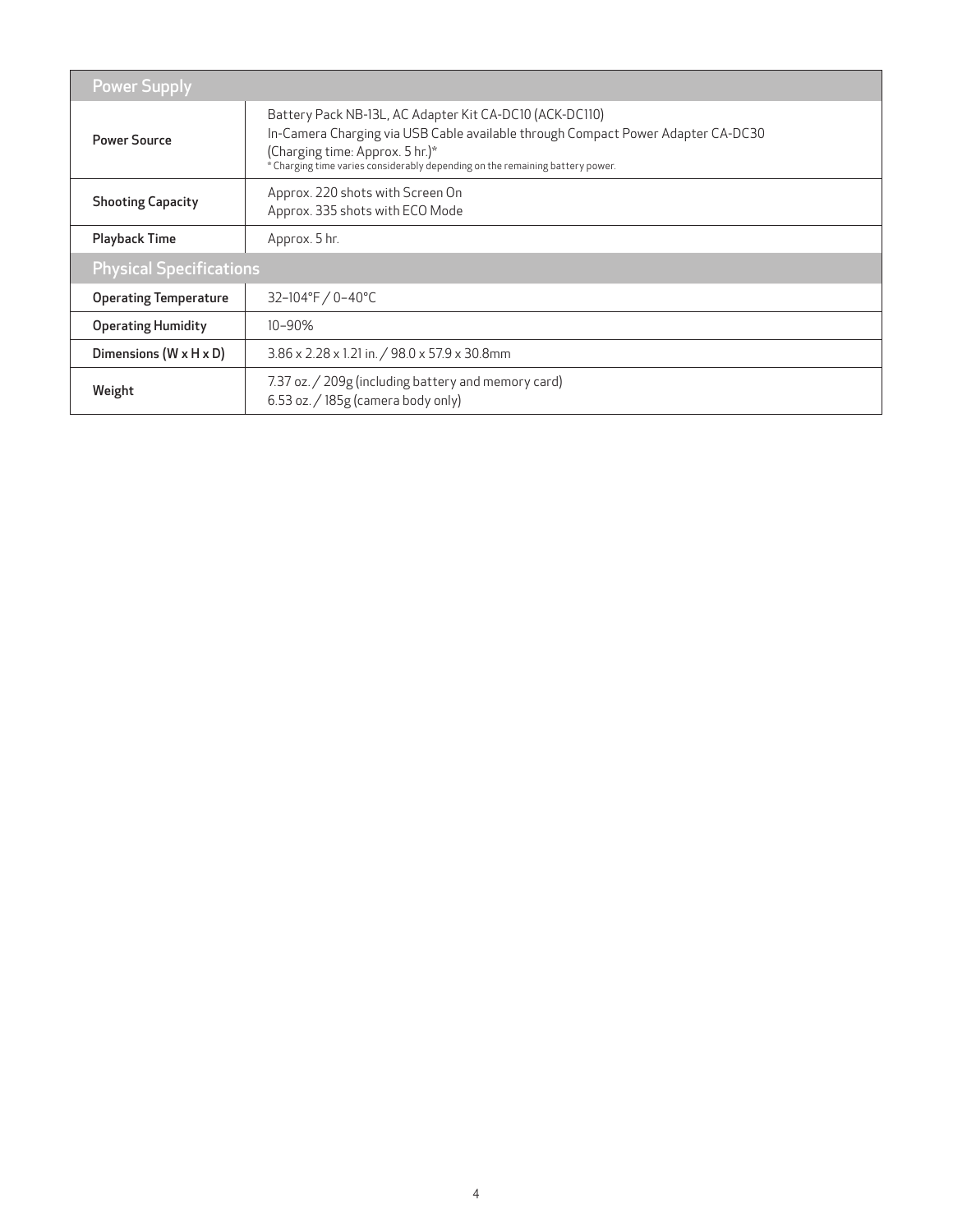| Power Supply | |
|---|---|
| Power Source | Battery Pack NB-13L, AC Adapter Kit CA-DC10 (ACK-DC110)<br>In-Camera Charging via USB Cable available through Compact Power Adapter CA-DC30 (Charging time: Approx. 5 hr.)*<br>* Charging time varies considerably depending on the remaining battery power. |
| Shooting Capacity | Approx. 220 shots with Screen On<br>Approx. 335 shots with ECO Mode |
| Playback Time | Approx. 5 hr. |
| **Physical Specifications** | |
| Operating Temperature | 32–104°F / 0–40°C |
| Operating Humidity | 10–90% |
| Dimensions (W x H x D) | 3.86 x 2.28 x 1.21 in. / 98.0 x 57.9 x 30.8mm |
| Weight | 7.37 oz. / 209g (including battery and memory card)<br>6.53 oz. / 185g (camera body only) |